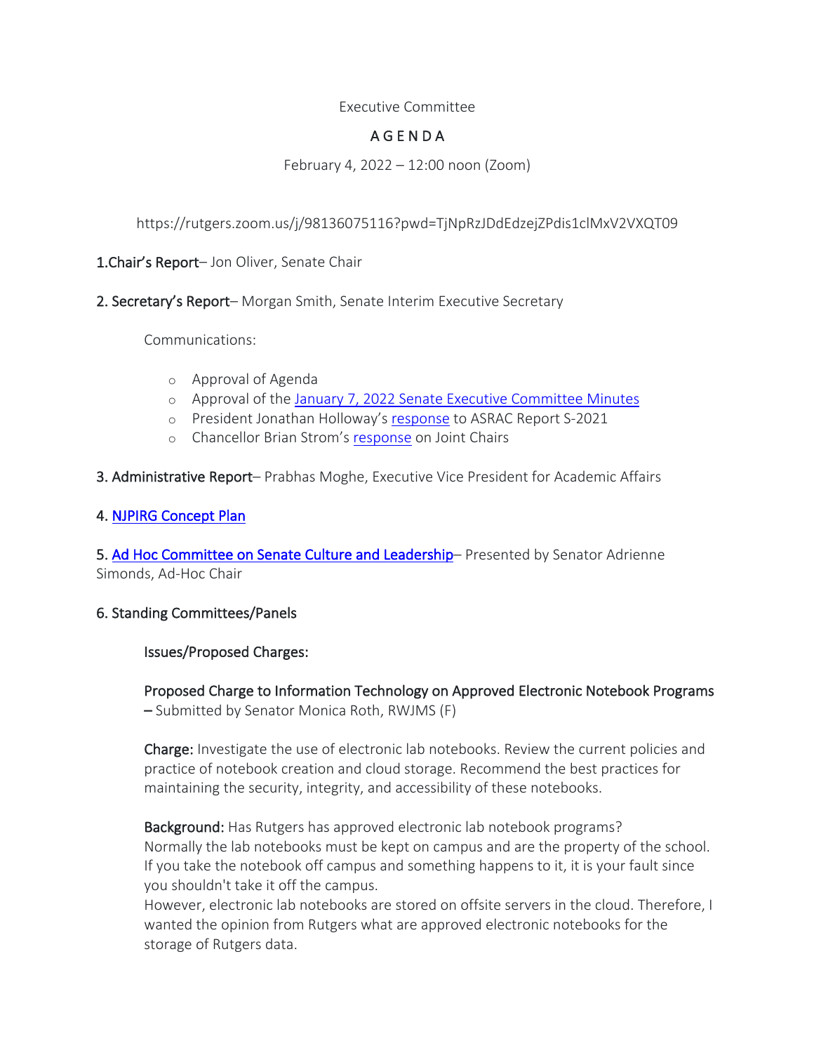Executive Committee

# A G E N D A

February 4, 2022 – 12:00 noon (Zoom)

https://rutgers.zoom.us/j/98136075116?pwd=TjNpRzJDdEdzejZPdis1clMxV2VXQT09

**1.Chair's Report**– Jon Oliver, Senate Chair

**2. Secretary's Report**– Morgan Smith, Senate Interim Executive Secretary

Communications:

- Approval of Agenda
- Approval of the January 7, 2022 Senate Executive Committee Minutes
- President Jonathan Holloway's response to ASRAC Report S-2021
- Chancellor Brian Strom's response on Joint Chairs

**3. Administrative Report**– Prabhas Moghe, Executive Vice President for Academic Affairs

**4. NJPIRG Concept Plan**

**5. Ad Hoc Committee on Senate Culture and Leadership**– Presented by Senator Adrienne Simonds, Ad-Hoc Chair

**6. Standing Committees/Panels**

**Issues/Proposed Charges:**

**Proposed Charge to Information Technology on Approved Electronic Notebook Programs –** Submitted by Senator Monica Roth, RWJMS (F)

**Charge:** Investigate the use of electronic lab notebooks. Review the current policies and practice of notebook creation and cloud storage. Recommend the best practices for maintaining the security, integrity, and accessibility of these notebooks.

**Background:** Has Rutgers has approved electronic lab notebook programs?
Normally the lab notebooks must be kept on campus and are the property of the school. If you take the notebook off campus and something happens to it, it is your fault since you shouldn't take it off the campus.
However, electronic lab notebooks are stored on offsite servers in the cloud. Therefore, I wanted the opinion from Rutgers what are approved electronic notebooks for the storage of Rutgers data.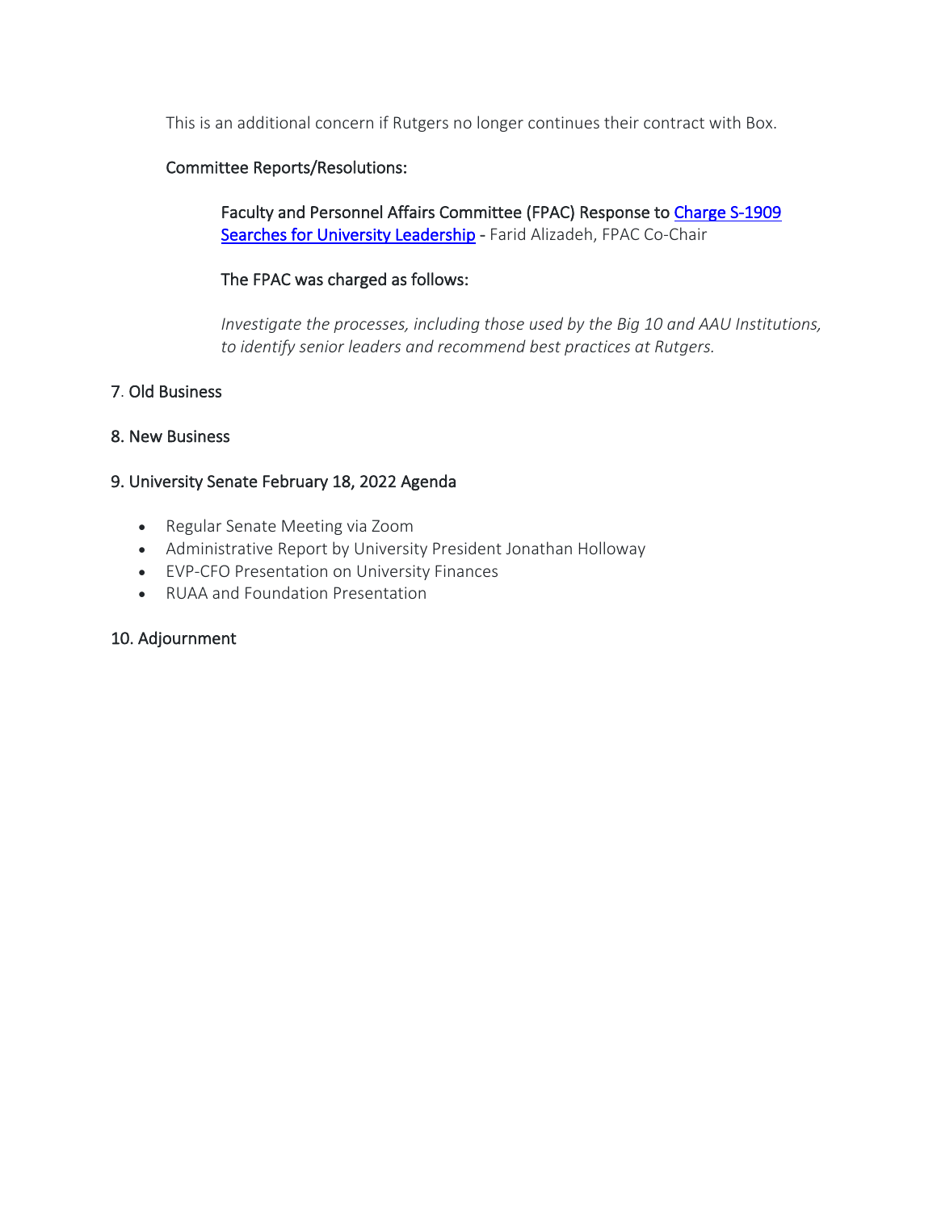This is an additional concern if Rutgers no longer continues their contract with Box.

Committee Reports/Resolutions:

Faculty and Personnel Affairs Committee (FPAC) Response to [Charge S-1909 Searches for University Leadership]() - Farid Alizadeh, FPAC Co-Chair

The FPAC was charged as follows:

*Investigate the processes, including those used by the Big 10 and AAU Institutions, to identify senior leaders and recommend best practices at Rutgers.*

## 7. Old Business

## 8. New Business

## 9. University Senate February 18, 2022 Agenda

- Regular Senate Meeting via Zoom
- Administrative Report by University President Jonathan Holloway
- EVP-CFO Presentation on University Finances
- RUAA and Foundation Presentation

## 10. Adjournment